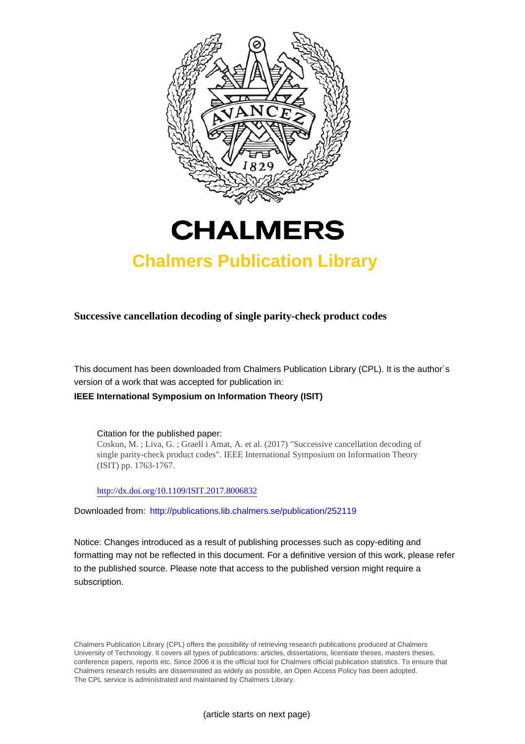# CHALMERS

## Chalmers Publication Library

**Successive cancellation decoding of single parity-check product codes**

This document has been downloaded from Chalmers Publication Library (CPL). It is the author´s version of a work that was accepted for publication in:

**IEEE International Symposium on Information Theory (ISIT)**

Citation for the published paper:
Coskun, M. ; Liva, G. ; Graell i Amat, A. et al. (2017) "Successive cancellation decoding of single parity-check product codes". IEEE International Symposium on Information Theory (ISIT) pp. 1763-1767.

http://dx.doi.org/10.1109/ISIT.2017.8006832

Downloaded from: http://publications.lib.chalmers.se/publication/252119

Notice: Changes introduced as a result of publishing processes such as copy-editing and formatting may not be reflected in this document. For a definitive version of this work, please refer to the published source. Please note that access to the published version might require a subscription.

Chalmers Publication Library (CPL) offers the possibility of retrieving research publications produced at Chalmers University of Technology. It covers all types of publications: articles, dissertations, licentiate theses, masters theses, conference papers, reports etc. Since 2006 it is the official tool for Chalmers official publication statistics. To ensure that Chalmers research results are disseminated as widely as possible, an Open Access Policy has been adopted. The CPL service is administrated and maintained by Chalmers Library.

(article starts on next page)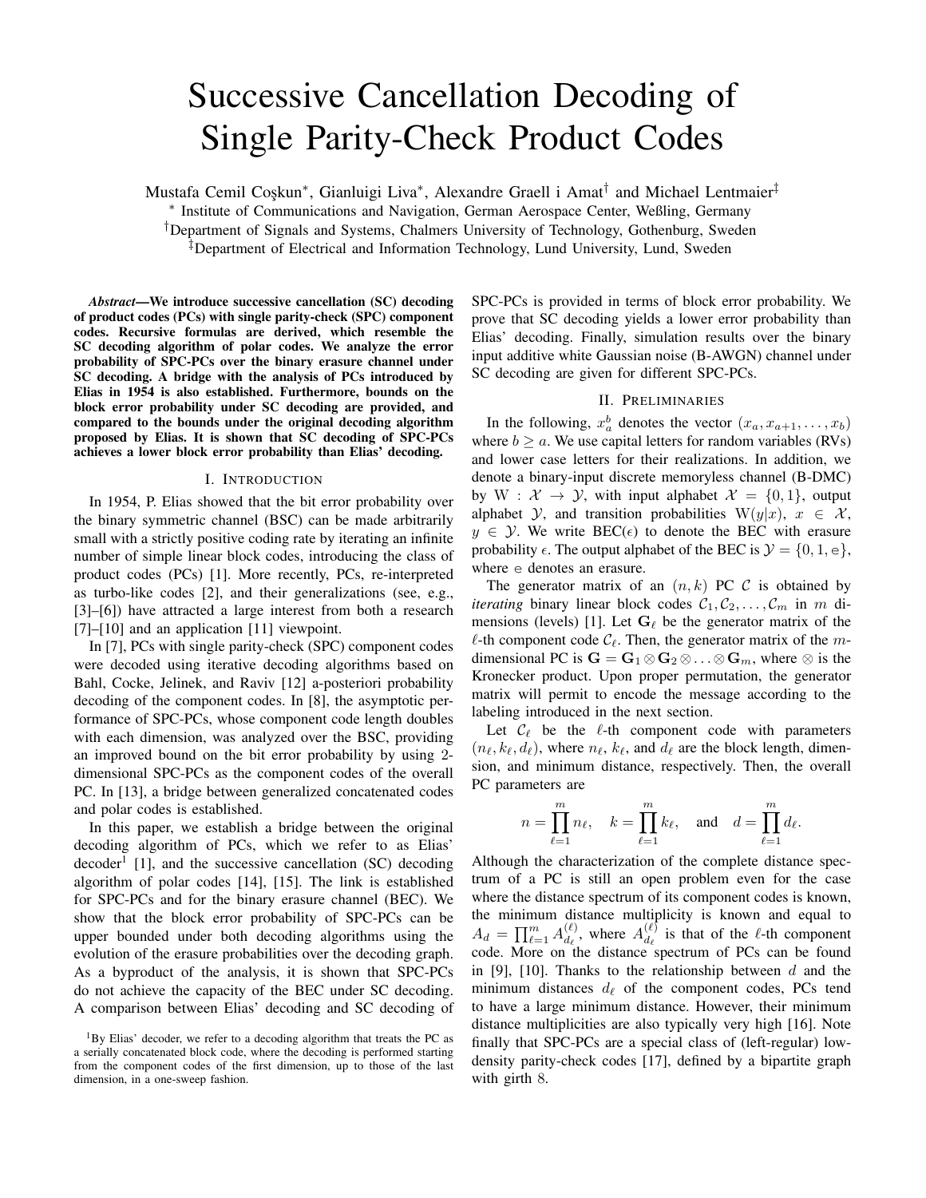# Successive Cancellation Decoding of Single Parity-Check Product Codes

Mustafa Cemil Coşkun*, Gianluigi Liva*, Alexandre Graell i Amat† and Michael Lentmaier‡

\* Institute of Communications and Navigation, German Aerospace Center, Weßling, Germany

†Department of Signals and Systems, Chalmers University of Technology, Gothenburg, Sweden

‡Department of Electrical and Information Technology, Lund University, Lund, Sweden

***Abstract*—We introduce successive cancellation (SC) decoding of product codes (PCs) with single parity-check (SPC) component codes. Recursive formulas are derived, which resemble the SC decoding algorithm of polar codes. We analyze the error probability of SPC-PCs over the binary erasure channel under SC decoding. A bridge with the analysis of PCs introduced by Elias in 1954 is also established. Furthermore, bounds on the block error probability under SC decoding are provided, and compared to the bounds under the original decoding algorithm proposed by Elias. It is shown that SC decoding of SPC-PCs achieves a lower block error probability than Elias' decoding.**

## I. Introduction

In 1954, P. Elias showed that the bit error probability over the binary symmetric channel (BSC) can be made arbitrarily small with a strictly positive coding rate by iterating an infinite number of simple linear block codes, introducing the class of product codes (PCs) [1]. More recently, PCs, re-interpreted as turbo-like codes [2], and their generalizations (see, e.g., [3]–[6]) have attracted a large interest from both a research [7]–[10] and an application [11] viewpoint.

In [7], PCs with single parity-check (SPC) component codes were decoded using iterative decoding algorithms based on Bahl, Cocke, Jelinek, and Raviv [12] a-posteriori probability decoding of the component codes. In [8], the asymptotic performance of SPC-PCs, whose component code length doubles with each dimension, was analyzed over the BSC, providing an improved bound on the bit error probability by using 2-dimensional SPC-PCs as the component codes of the overall PC. In [13], a bridge between generalized concatenated codes and polar codes is established.

In this paper, we establish a bridge between the original decoding algorithm of PCs, which we refer to as Elias' decoder[1] [1], and the successive cancellation (SC) decoding algorithm of polar codes [14], [15]. The link is established for SPC-PCs and for the binary erasure channel (BEC). We show that the block error probability of SPC-PCs can be upper bounded under both decoding algorithms using the evolution of the erasure probabilities over the decoding graph. As a byproduct of the analysis, it is shown that SPC-PCs do not achieve the capacity of the BEC under SC decoding. A comparison between Elias' decoding and SC decoding of SPC-PCs is provided in terms of block error probability. We prove that SC decoding yields a lower error probability than Elias' decoding. Finally, simulation results over the binary input additive white Gaussian noise (B-AWGN) channel under SC decoding are given for different SPC-PCs.

[1]By Elias' decoder, we refer to a decoding algorithm that treats the PC as a serially concatenated block code, where the decoding is performed starting from the component codes of the first dimension, up to those of the last dimension, in a one-sweep fashion.

## II. Preliminaries

In the following, $x_a^b$ denotes the vector $(x_a, x_{a+1}, \ldots, x_b)$ where $b \geq a$. We use capital letters for random variables (RVs) and lower case letters for their realizations. In addition, we denote a binary-input discrete memoryless channel (B-DMC) by $\mathrm{W} : \mathcal{X} \to \mathcal{Y}$, with input alphabet $\mathcal{X} = \{0, 1\}$, output alphabet $\mathcal{Y}$, and transition probabilities $\mathrm{W}(y|x)$, $x \in \mathcal{X}$, $y \in \mathcal{Y}$. We write $\mathrm{BEC}(\epsilon)$ to denote the BEC with erasure probability $\epsilon$. The output alphabet of the BEC is $\mathcal{Y} = \{0, 1, \mathrm{e}\}$, where $\mathrm{e}$ denotes an erasure.

The generator matrix of an $(n, k)$ PC $\mathcal{C}$ is obtained by *iterating* binary linear block codes $\mathcal{C}_1, \mathcal{C}_2, \ldots, \mathcal{C}_m$ in $m$ dimensions (levels) [1]. Let $\mathbf{G}_\ell$ be the generator matrix of the $\ell$-th component code $\mathcal{C}_\ell$. Then, the generator matrix of the $m$-dimensional PC is $\mathbf{G} = \mathbf{G}_1 \otimes \mathbf{G}_2 \otimes \ldots \otimes \mathbf{G}_m$, where $\otimes$ is the Kronecker product. Upon proper permutation, the generator matrix will permit to encode the message according to the labeling introduced in the next section.

Let $\mathcal{C}_\ell$ be the $\ell$-th component code with parameters $(n_\ell, k_\ell, d_\ell)$, where $n_\ell$, $k_\ell$, and $d_\ell$ are the block length, dimension, and minimum distance, respectively. Then, the overall PC parameters are

$$n = \prod_{\ell=1}^{m} n_\ell, \quad k = \prod_{\ell=1}^{m} k_\ell, \quad \text{and} \quad d = \prod_{\ell=1}^{m} d_\ell.$$

Although the characterization of the complete distance spectrum of a PC is still an open problem even for the case where the distance spectrum of its component codes is known, the minimum distance multiplicity is known and equal to $A_d = \prod_{\ell=1}^{m} A_{d_\ell}^{(\ell)}$, where $A_{d_\ell}^{(\ell)}$ is that of the $\ell$-th component code. More on the distance spectrum of PCs can be found in [9], [10]. Thanks to the relationship between $d$ and the minimum distances $d_\ell$ of the component codes, PCs tend to have a large minimum distance. However, their minimum distance multiplicities are also typically very high [16]. Note finally that SPC-PCs are a special class of (left-regular) low-density parity-check codes [17], defined by a bipartite graph with girth 8.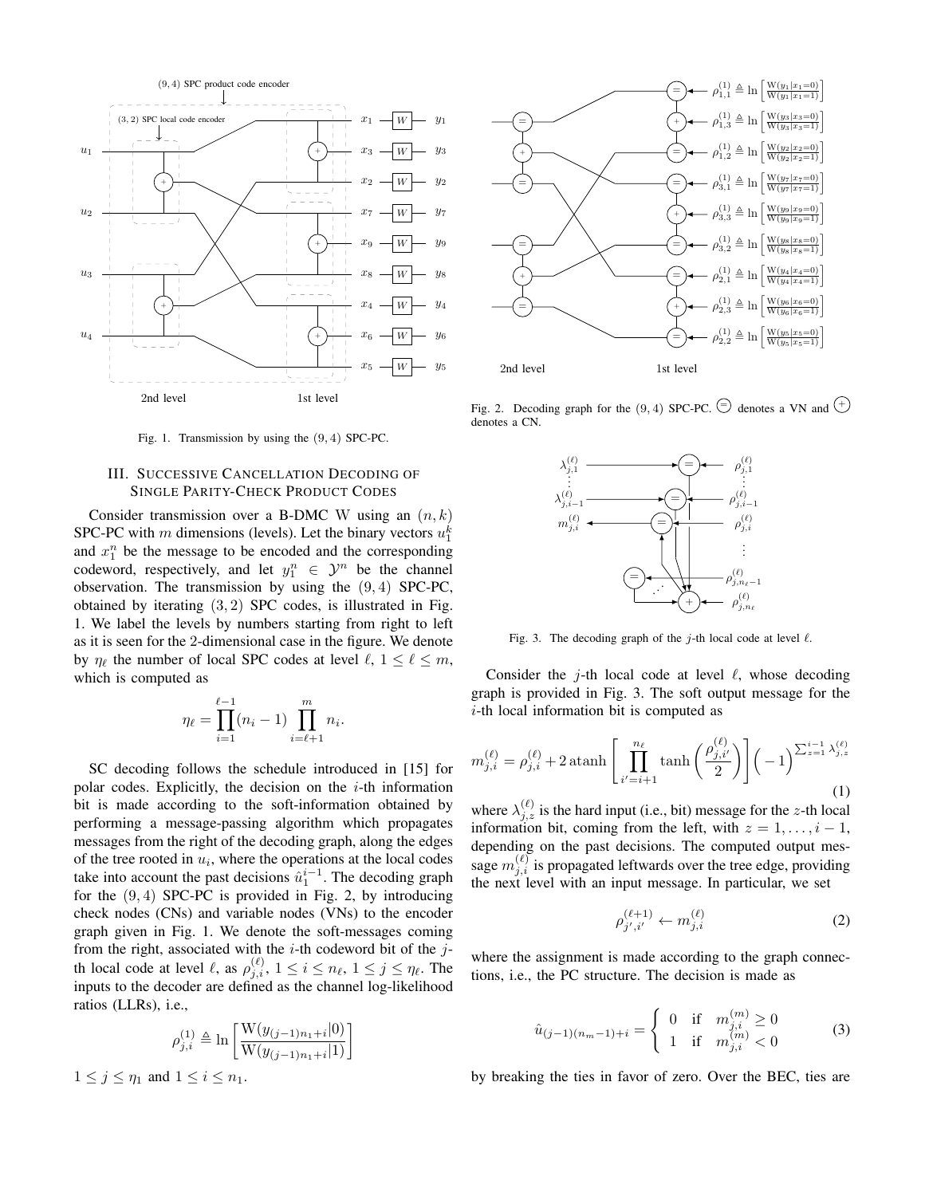Fig. 1. Transmission by using the $(9, 4)$ SPC-PC.

Fig. 2. Decoding graph for the $(9, 4)$ SPC-PC. $\ominus$ denotes a VN and $\oplus$ denotes a CN.

Fig. 3. The decoding graph of the $j$-th local code at level $\ell$.

## III. Successive Cancellation Decoding of Single Parity-Check Product Codes

Consider transmission over a B-DMC W using an $(n, k)$ SPC-PC with $m$ dimensions (levels). Let the binary vectors $u_1^k$ and $x_1^n$ be the message to be encoded and the corresponding codeword, respectively, and let $y_1^n \in \mathcal{Y}^n$ be the channel observation. The transmission by using the $(9, 4)$ SPC-PC, obtained by iterating $(3, 2)$ SPC codes, is illustrated in Fig. 1. We label the levels by numbers starting from right to left as it is seen for the 2-dimensional case in the figure. We denote by $\eta_\ell$ the number of local SPC codes at level $\ell$, $1 \le \ell \le m$, which is computed as

$$\eta_\ell = \prod_{i=1}^{\ell-1}(n_i - 1) \prod_{i=\ell+1}^{m} n_i.$$

SC decoding follows the schedule introduced in [15] for polar codes. Explicitly, the decision on the $i$-th information bit is made according to the soft-information obtained by performing a message-passing algorithm which propagates messages from the right of the decoding graph, along the edges of the tree rooted in $u_i$, where the operations at the local codes take into account the past decisions $\hat{u}_1^{i-1}$. The decoding graph for the $(9, 4)$ SPC-PC is provided in Fig. 2, by introducing check nodes (CNs) and variable nodes (VNs) to the encoder graph given in Fig. 1. We denote the soft-messages coming from the right, associated with the $i$-th codeword bit of the $j$-th local code at level $\ell$, as $\rho_{j,i}^{(\ell)}$, $1 \le i \le n_\ell$, $1 \le j \le \eta_\ell$. The inputs to the decoder are defined as the channel log-likelihood ratios (LLRs), i.e.,

$$\rho_{j,i}^{(1)} \triangleq \ln\left[\frac{\mathrm{W}(y_{(j-1)n_1+i}|0)}{\mathrm{W}(y_{(j-1)n_1+i}|1)}\right]$$

$1 \le j \le \eta_1$ and $1 \le i \le n_1$.

Consider the $j$-th local code at level $\ell$, whose decoding graph is provided in Fig. 3. The soft output message for the $i$-th local information bit is computed as

$$m_{j,i}^{(\ell)} = \rho_{j,i}^{(\ell)} + 2\,\mathrm{atanh}\left[\prod_{i'=i+1}^{n_\ell} \tanh\left(\frac{\rho_{j,i'}^{(\ell)}}{2}\right)\right]\left(-1\right)^{\sum_{z=1}^{i-1}\lambda_{j,z}^{(\ell)}} \tag{1}$$

where $\lambda_{j,z}^{(\ell)}$ is the hard input (i.e., bit) message for the $z$-th local information bit, coming from the left, with $z = 1, \ldots, i-1$, depending on the past decisions. The computed output message $m_{j,i}^{(\ell)}$ is propagated leftwards over the tree edge, providing the next level with an input message. In particular, we set

$$\rho_{j',i'}^{(\ell+1)} \leftarrow m_{j,i}^{(\ell)} \tag{2}$$

where the assignment is made according to the graph connections, i.e., the PC structure. The decision is made as

$$\hat{u}_{(j-1)(n_m-1)+i} = \begin{cases} 0 & \text{if} \quad m_{j,i}^{(m)} \ge 0 \\ 1 & \text{if} \quad m_{j,i}^{(m)} < 0 \end{cases} \tag{3}$$

by breaking the ties in favor of zero. Over the BEC, ties are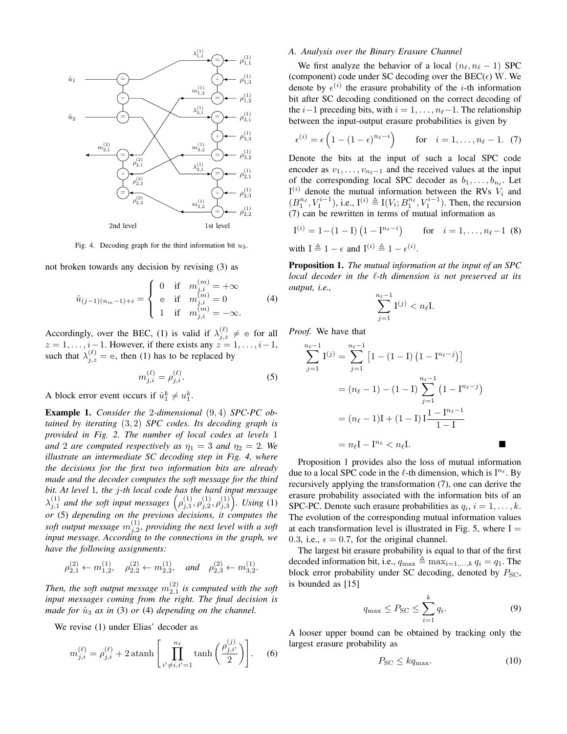Fig. 4. Decoding graph for the third information bit $u_3$.

not broken towards any decision by revising (3) as

$$\hat{u}_{(j-1)(n_m-1)+i} = \begin{cases} 0 & \text{if} \quad m_{j,i}^{(m)} = +\infty \\ \mathtt{e} & \text{if} \quad m_{j,i}^{(m)} = 0 \\ 1 & \text{if} \quad m_{j,i}^{(m)} = -\infty. \end{cases} \tag{4}$$

Accordingly, over the BEC, (1) is valid if $\lambda_{j,z}^{(\ell)} \neq \mathtt{e}$ for all $z = 1, \ldots, i-1$. However, if there exists any $z = 1, \ldots, i-1$, such that $\lambda_{j,z}^{(\ell)} = \mathtt{e}$, then (1) has to be replaced by

$$m_{j,i}^{(\ell)} = \rho_{j,i}^{(\ell)}. \tag{5}$$

A block error event occurs if $\hat{u}_1^k \neq u_1^k$.

**Example 1.** *Consider the* 2*-dimensional* $(9,4)$ *SPC-PC obtained by iterating* $(3,2)$ *SPC codes. Its decoding graph is provided in Fig. 2. The number of local codes at levels* 1 *and* 2 *are computed respectively as* $\eta_1 = 3$ *and* $\eta_2 = 2$. *We illustrate an intermediate SC decoding step in Fig. 4, where the decisions for the first two information bits are already made and the decoder computes the soft message for the third bit. At level* 1*, the* $j$*-th local code has the hard input message* $\lambda_{j,1}^{(1)}$ *and the soft input messages* $\left(\rho_{j,1}^{(1)}, \rho_{j,2}^{(1)}, \rho_{j,3}^{(1)}\right)$. *Using* (1) *or* (5) *depending on the previous decisions, it computes the soft output message* $m_{j,2}^{(1)}$*, providing the next level with a soft input message. According to the connections in the graph, we have the following assignments:*

$$\rho_{2,1}^{(2)} \leftarrow m_{1,2}^{(1)}, \quad \rho_{2,2}^{(2)} \leftarrow m_{2,2}^{(1)}, \quad \text{and} \quad \rho_{2,3}^{(2)} \leftarrow m_{3,2}^{(1)}.$$

*Then, the soft output message* $m_{2,1}^{(2)}$ *is computed with the soft input messages coming from the right. The final decision is made for* $\hat{u}_3$ *as in* (3) *or* (4) *depending on the channel.*

We revise (1) under Elias' decoder as

$$m_{j,i}^{(\ell)} = \rho_{j,i}^{(\ell)} + 2\,\mathrm{atanh}\left[\prod_{i' \neq i, i'=1}^{n_\ell} \tanh\left(\frac{\rho_{j,i'}^{(j)}}{2}\right)\right]. \tag{6}$$

### A. Analysis over the Binary Erasure Channel

We first analyze the behavior of a local $(n_\ell, n_\ell - 1)$ SPC (component) code under SC decoding over the BEC($\epsilon$) W. We denote by $\epsilon^{(i)}$ the erasure probability of the $i$-th information bit after SC decoding conditioned on the correct decoding of the $i-1$ preceding bits, with $i = 1, \ldots, n_\ell - 1$. The relationship between the input-output erasure probabilities is given by

$$\epsilon^{(i)} = \epsilon\left(1 - (1-\epsilon)^{n_\ell - i}\right) \qquad \text{for} \quad i = 1, \ldots, n_\ell - 1. \tag{7}$$

Denote the bits at the input of such a local SPC code encoder as $v_1, \ldots, v_{n_\ell - 1}$ and the received values at the input of the corresponding local SPC decoder as $b_1, \ldots, b_{n_\ell}$. Let $\mathrm{I}^{(i)}$ denote the mutual information between the RVs $V_i$ and $(B_1^{n_\ell}, V_1^{i-1})$, i.e., $\mathrm{I}^{(i)} \triangleq \mathrm{I}(V_i; B_1^{n_\ell}, V_1^{i-1})$. Then, the recursion (7) can be rewritten in terms of mutual information as

$$\mathrm{I}^{(i)} = 1 - (1 - \mathrm{I})\left(1 - \mathrm{I}^{n_\ell - i}\right) \qquad \text{for} \quad i = 1, \ldots, n_\ell - 1 \tag{8}$$

with $\mathrm{I} \triangleq 1 - \epsilon$ and $\mathrm{I}^{(i)} \triangleq 1 - \epsilon^{(i)}$.

**Proposition 1.** *The mutual information at the input of an SPC local decoder in the* $\ell$*-th dimension is not preserved at its output, i.e.,*

$$\sum_{j=1}^{n_\ell - 1} \mathrm{I}^{(j)} < n_\ell \mathrm{I}.$$

*Proof.* We have that

$$\begin{aligned} \sum_{j=1}^{n_\ell - 1} \mathrm{I}^{(j)} &= \sum_{j=1}^{n_\ell - 1} \left[1 - (1 - \mathrm{I})\left(1 - \mathrm{I}^{n_\ell - j}\right)\right] \\ &= (n_\ell - 1) - (1 - \mathrm{I}) \sum_{j=1}^{n_\ell - 1} \left(1 - \mathrm{I}^{n_\ell - j}\right) \\ &= (n_\ell - 1)\mathrm{I} + (1 - \mathrm{I})\,\mathrm{I}\frac{1 - \mathrm{I}^{n_\ell - 1}}{1 - \mathrm{I}} \\ &= n_\ell \mathrm{I} - \mathrm{I}^{n_\ell} < n_\ell \mathrm{I}. \end{aligned}$$

∎

Proposition 1 provides also the loss of mutual information due to a local SPC code in the $\ell$-th dimension, which is $\mathrm{I}^{n_\ell}$. By recursively applying the transformation (7), one can derive the erasure probability associated with the information bits of an SPC-PC. Denote such erasure probabilities as $q_i$, $i = 1, \ldots, k$. The evolution of the corresponding mutual information values at each transformation level is illustrated in Fig. 5, where $\mathrm{I} = 0.3$, i.e., $\epsilon = 0.7$, for the original channel.

The largest bit erasure probability is equal to that of the first decoded information bit, i.e., $q_{\max} \triangleq \max_{i=1,\ldots,k} q_i = q_1$. The block error probability under SC decoding, denoted by $P_{\mathrm{SC}}$, is bounded as [15]

$$q_{\max} \leq P_{\mathrm{SC}} \leq \sum_{i=1}^{k} q_i. \tag{9}$$

A looser upper bound can be obtained by tracking only the largest erasure probability as

$$P_{\mathrm{SC}} \leq k q_{\max}. \tag{10}$$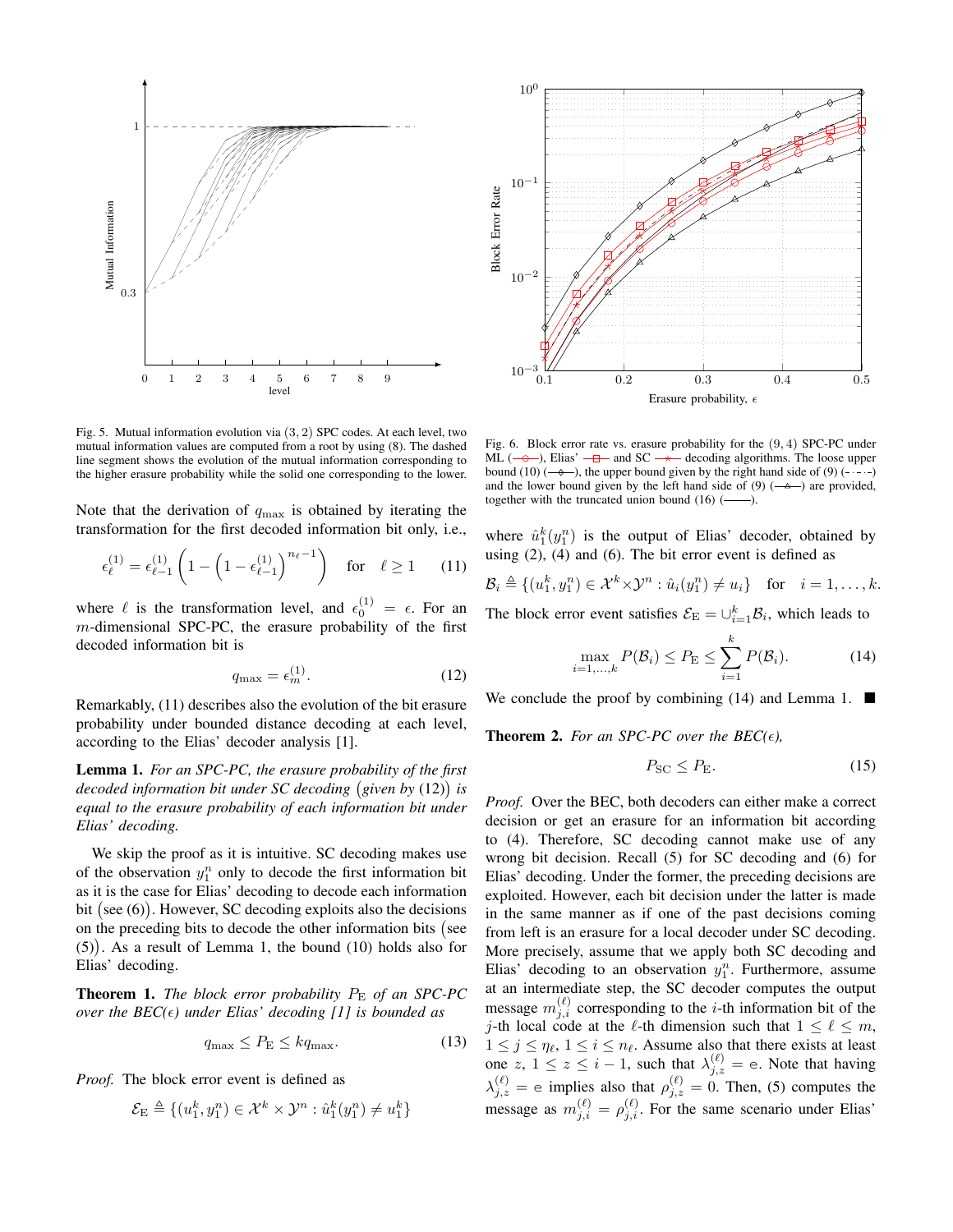Fig. 5. Mutual information evolution via $(3, 2)$ SPC codes. At each level, two mutual information values are computed from a root by using (8). The dashed line segment shows the evolution of the mutual information corresponding to the higher erasure probability while the solid one corresponding to the lower.

Fig. 6. Block error rate vs. erasure probability for the $(9, 4)$ SPC-PC under ML (—○—), Elias' (—□—) and SC (—∗—) decoding algorithms. The loose upper bound (10) (—◇—), the upper bound given by the right hand side of (9) (-·-·-) and the lower bound given by the left hand side of (9) (—△—) are provided, together with the truncated union bound (16) (——).

Note that the derivation of $q_{\max}$ is obtained by iterating the transformation for the first decoded information bit only, i.e.,

$$\epsilon_\ell^{(1)} = \epsilon_{\ell-1}^{(1)}\left(1 - \left(1 - \epsilon_{\ell-1}^{(1)}\right)^{n_\ell - 1}\right) \quad \text{for} \quad \ell \geq 1 \tag{11}$$

where $\ell$ is the transformation level, and $\epsilon_0^{(1)} = \epsilon$. For an $m$-dimensional SPC-PC, the erasure probability of the first decoded information bit is

$$q_{\max} = \epsilon_m^{(1)}. \tag{12}$$

Remarkably, (11) describes also the evolution of the bit erasure probability under bounded distance decoding at each level, according to the Elias' decoder analysis [1].

**Lemma 1.** *For an SPC-PC, the erasure probability of the first decoded information bit under SC decoding (given by (12)) is equal to the erasure probability of each information bit under Elias' decoding.*

We skip the proof as it is intuitive. SC decoding makes use of the observation $y_1^n$ only to decode the first information bit as it is the case for Elias' decoding to decode each information bit (see (6)). However, SC decoding exploits also the decisions on the preceding bits to decode the other information bits (see (5)). As a result of Lemma 1, the bound (10) holds also for Elias' decoding.

**Theorem 1.** *The block error probability $P_{\mathrm{E}}$ of an SPC-PC over the BEC($\epsilon$) under Elias' decoding [1] is bounded as*

$$q_{\max} \leq P_{\mathrm{E}} \leq k q_{\max}. \tag{13}$$

*Proof.* The block error event is defined as

$$\mathcal{E}_{\mathrm{E}} \triangleq \{(u_1^k, y_1^n) \in \mathcal{X}^k \times \mathcal{Y}^n : \hat{u}_1^k(y_1^n) \neq u_1^k\}$$

where $\hat{u}_1^k(y_1^n)$ is the output of Elias' decoder, obtained by using (2), (4) and (6). The bit error event is defined as

$$\mathcal{B}_i \triangleq \{(u_1^k, y_1^n) \in \mathcal{X}^k \times \mathcal{Y}^n : \hat{u}_i(y_1^n) \neq u_i\} \quad \text{for} \quad i = 1, \ldots, k.$$

The block error event satisfies $\mathcal{E}_{\mathrm{E}} = \cup_{i=1}^k \mathcal{B}_i$, which leads to

$$\max_{i=1,\ldots,k} P(\mathcal{B}_i) \leq P_{\mathrm{E}} \leq \sum_{i=1}^k P(\mathcal{B}_i). \tag{14}$$

We conclude the proof by combining (14) and Lemma 1. ■

**Theorem 2.** *For an SPC-PC over the BEC($\epsilon$),*

$$P_{\mathrm{SC}} \leq P_{\mathrm{E}}. \tag{15}$$

*Proof.* Over the BEC, both decoders can either make a correct decision or get an erasure for an information bit according to (4). Therefore, SC decoding cannot make use of any wrong bit decision. Recall (5) for SC decoding and (6) for Elias' decoding. Under the former, the preceding decisions are exploited. However, each bit decision under the latter is made in the same manner as if one of the past decisions coming from left is an erasure for a local decoder under SC decoding. More precisely, assume that we apply both SC decoding and Elias' decoding to an observation $y_1^n$. Furthermore, assume at an intermediate step, the SC decoder computes the output message $m_{j,i}^{(\ell)}$ corresponding to the $i$-th information bit of the $j$-th local code at the $\ell$-th dimension such that $1 \leq \ell \leq m$, $1 \leq j \leq \eta_\ell$, $1 \leq i \leq n_\ell$. Assume also that there exists at least one $z$, $1 \leq z \leq i-1$, such that $\lambda_{j,z}^{(\ell)} = \mathrm{e}$. Note that having $\lambda_{j,z}^{(\ell)} = \mathrm{e}$ implies also that $\rho_{j,z}^{(\ell)} = 0$. Then, (5) computes the message as $m_{j,i}^{(\ell)} = \rho_{j,i}^{(\ell)}$. For the same scenario under Elias'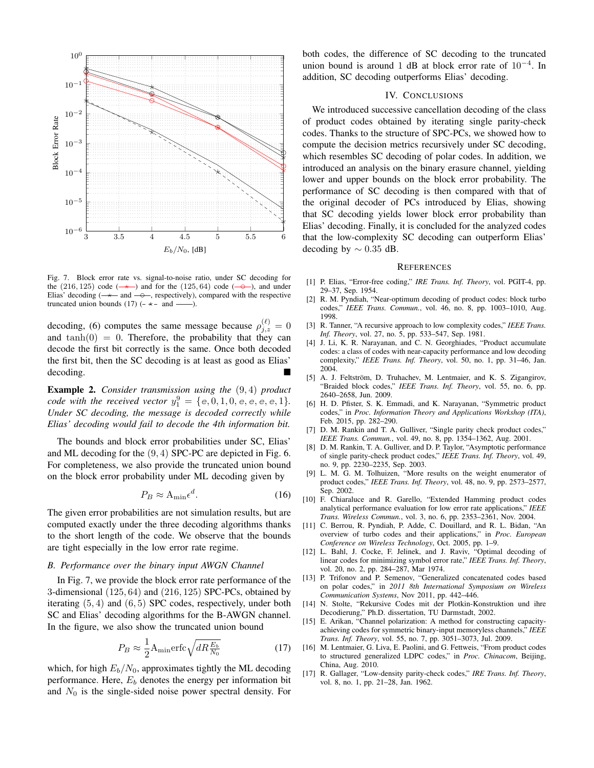Block Error Rate

$10^0$
$10^{-1}$
$10^{-2}$
$10^{-3}$
$10^{-4}$
$10^{-5}$
$10^{-6}$

3 3.5 4 4.5 5 5.5 6

$E_b/N_0$, [dB]

Fig. 7. Block error rate vs. signal-to-noise ratio, under SC decoding for the $(216, 125)$ code (—*—) and for the $(125, 64)$ code (—○—), and under Elias' decoding (—*— and —○—, respectively), compared with the respective truncated union bounds (17) (- * - and ——).

decoding, (6) computes the same message because $\rho_{j,z}^{(\ell)} = 0$ and $\tanh(0) = 0$. Therefore, the probability that they can decode the first bit correctly is the same. Once both decoded the first bit, then the SC decoding is at least as good as Elias' decoding. ■

**Example 2.** *Consider transmission using the $(9, 4)$ product code with the received vector $y_1^9 = \{e, 0, 1, 0, e, e, e, e, 1\}$. Under SC decoding, the message is decoded correctly while Elias' decoding would fail to decode the 4th information bit.*

The bounds and block error probabilities under SC, Elias' and ML decoding for the $(9, 4)$ SPC-PC are depicted in Fig. 6. For completeness, we also provide the truncated union bound on the block error probability under ML decoding given by

$$P_B \approx \mathrm{A}_{\min}\epsilon^d. \tag{16}$$

The given error probabilities are not simulation results, but are computed exactly under the three decoding algorithms thanks to the short length of the code. We observe that the bounds are tight especially in the low error rate regime.

### *B. Performance over the binary input AWGN Channel*

In Fig. 7, we provide the block error rate performance of the 3-dimensional $(125, 64)$ and $(216, 125)$ SPC-PCs, obtained by iterating $(5, 4)$ and $(6, 5)$ SPC codes, respectively, under both SC and Elias' decoding algorithms for the B-AWGN channel. In the figure, we also show the truncated union bound

$$P_B \approx \frac{1}{2}\mathrm{A}_{\min}\mathrm{erfc}\sqrt{dR\frac{E_b}{N_0}} \tag{17}$$

which, for high $E_b/N_0$, approximates tightly the ML decoding performance. Here, $E_b$ denotes the energy per information bit and $N_0$ is the single-sided noise power spectral density. For both codes, the difference of SC decoding to the truncated union bound is around 1 dB at block error rate of $10^{-4}$. In addition, SC decoding outperforms Elias' decoding.

## IV. Conclusions

We introduced successive cancellation decoding of the class of product codes obtained by iterating single parity-check codes. Thanks to the structure of SPC-PCs, we showed how to compute the decision metrics recursively under SC decoding, which resembles SC decoding of polar codes. In addition, we introduced an analysis on the binary erasure channel, yielding lower and upper bounds on the block error probability. The performance of SC decoding is then compared with that of the original decoder of PCs introduced by Elias, showing that SC decoding yields lower block error probability than Elias' decoding. Finally, it is concluded for the analyzed codes that the low-complexity SC decoding can outperform Elias' decoding by $\sim 0.35$ dB.

## References

[1] P. Elias, "Error-free coding," *IRE Trans. Inf. Theory*, vol. PGIT-4, pp. 29–37, Sep. 1954.

[2] R. M. Pyndiah, "Near-optimum decoding of product codes: block turbo codes," *IEEE Trans. Commun.*, vol. 46, no. 8, pp. 1003–1010, Aug. 1998.

[3] R. Tanner, "A recursive approach to low complexity codes," *IEEE Trans. Inf. Theory*, vol. 27, no. 5, pp. 533–547, Sep. 1981.

[4] J. Li, K. R. Narayanan, and C. N. Georghiades, "Product accumulate codes: a class of codes with near-capacity performance and low decoding complexity," *IEEE Trans. Inf. Theory*, vol. 50, no. 1, pp. 31–46, Jan. 2004.

[5] A. J. Feltström, D. Truhachev, M. Lentmaier, and K. S. Zigangirov, "Braided block codes," *IEEE Trans. Inf. Theory*, vol. 55, no. 6, pp. 2640–2658, Jun. 2009.

[6] H. D. Pfister, S. K. Emmadi, and K. Narayanan, "Symmetric product codes," in *Proc. Information Theory and Applications Workshop (ITA)*, Feb. 2015, pp. 282–290.

[7] D. M. Rankin and T. A. Gulliver, "Single parity check product codes," *IEEE Trans. Commun.*, vol. 49, no. 8, pp. 1354–1362, Aug. 2001.

[8] D. M. Rankin, T. A. Gulliver, and D. P. Taylor, "Asymptotic performance of single parity-check product codes," *IEEE Trans. Inf. Theory*, vol. 49, no. 9, pp. 2230–2235, Sep. 2003.

[9] L. M. G. M. Tolhuizen, "More results on the weight enumerator of product codes," *IEEE Trans. Inf. Theory*, vol. 48, no. 9, pp. 2573–2577, Sep. 2002.

[10] F. Chiaraluce and R. Garello, "Extended Hamming product codes analytical performance evaluation for low error rate applications," *IEEE Trans. Wireless Commun.*, vol. 3, no. 6, pp. 2353–2361, Nov. 2004.

[11] C. Berrou, R. Pyndiah, P. Adde, C. Douillard, and R. L. Bidan, "An overview of turbo codes and their applications," in *Proc. European Conference on Wireless Technology*, Oct. 2005, pp. 1–9.

[12] L. Bahl, J. Cocke, F. Jelinek, and J. Raviv, "Optimal decoding of linear codes for minimizing symbol error rate," *IEEE Trans. Inf. Theory*, vol. 20, no. 2, pp. 284–287, Mar 1974.

[13] P. Trifonov and P. Semenov, "Generalized concatenated codes based on polar codes," in *2011 8th International Symposium on Wireless Communication Systems*, Nov 2011, pp. 442–446.

[14] N. Stolte, "Rekursive Codes mit der Plotkin-Konstruktion und ihre Decodierung," Ph.D. dissertation, TU Darmstadt, 2002.

[15] E. Arıkan, "Channel polarization: A method for constructing capacity-achieving codes for symmetric binary-input memoryless channels," *IEEE Trans. Inf. Theory*, vol. 55, no. 7, pp. 3051–3073, Jul. 2009.

[16] M. Lentmaier, G. Liva, E. Paolini, and G. Fettweis, "From product codes to structured generalized LDPC codes," in *Proc. Chinacom*, Beijing, China, Aug. 2010.

[17] R. Gallager, "Low-density parity-check codes," *IRE Trans. Inf. Theory*, vol. 8, no. 1, pp. 21–28, Jan. 1962.